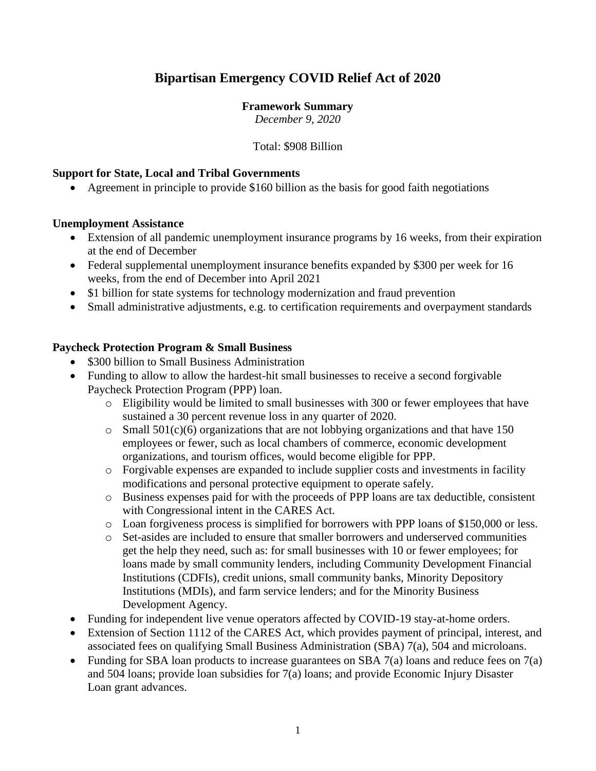# Bipartisan Emergency COVID Relief Act of 2020

**Framework Summary**

*December 9, 2020*

Total: $908 Billion

### Support for State, Local and Tribal Governments

- Agreement in principle to provide $160 billion as the basis for good faith negotiations

### Unemployment Assistance

- Extension of all pandemic unemployment insurance programs by 16 weeks, from their expiration at the end of December
- Federal supplemental unemployment insurance benefits expanded by $300 per week for 16 weeks, from the end of December into April 2021
- $1 billion for state systems for technology modernization and fraud prevention
- Small administrative adjustments, e.g. to certification requirements and overpayment standards

### Paycheck Protection Program & Small Business

- $300 billion to Small Business Administration
- Funding to allow to allow the hardest-hit small businesses to receive a second forgivable Paycheck Protection Program (PPP) loan.
  - Eligibility would be limited to small businesses with 300 or fewer employees that have sustained a 30 percent revenue loss in any quarter of 2020.
  - Small 501(c)(6) organizations that are not lobbying organizations and that have 150 employees or fewer, such as local chambers of commerce, economic development organizations, and tourism offices, would become eligible for PPP.
  - Forgivable expenses are expanded to include supplier costs and investments in facility modifications and personal protective equipment to operate safely.
  - Business expenses paid for with the proceeds of PPP loans are tax deductible, consistent with Congressional intent in the CARES Act.
  - Loan forgiveness process is simplified for borrowers with PPP loans of $150,000 or less.
  - Set-asides are included to ensure that smaller borrowers and underserved communities get the help they need, such as: for small businesses with 10 or fewer employees; for loans made by small community lenders, including Community Development Financial Institutions (CDFIs), credit unions, small community banks, Minority Depository Institutions (MDIs), and farm service lenders; and for the Minority Business Development Agency.
- Funding for independent live venue operators affected by COVID-19 stay-at-home orders.
- Extension of Section 1112 of the CARES Act, which provides payment of principal, interest, and associated fees on qualifying Small Business Administration (SBA) 7(a), 504 and microloans.
- Funding for SBA loan products to increase guarantees on SBA 7(a) loans and reduce fees on 7(a) and 504 loans; provide loan subsidies for 7(a) loans; and provide Economic Injury Disaster Loan grant advances.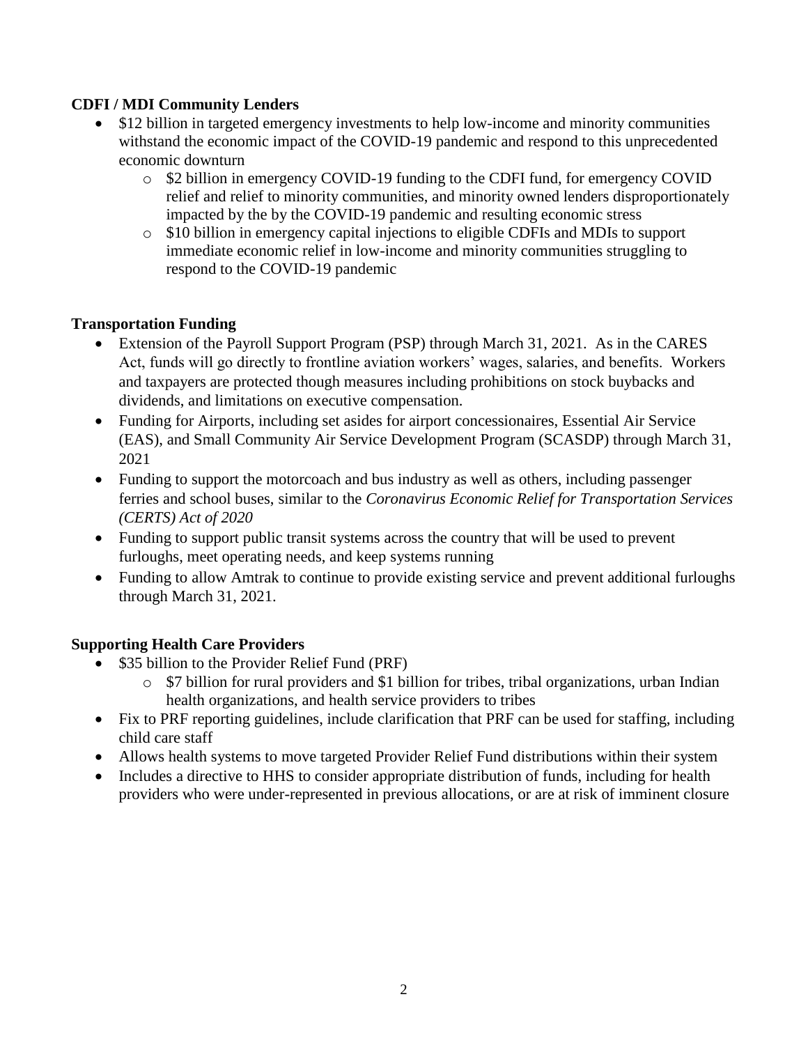**CDFI / MDI Community Lenders**

- $12 billion in targeted emergency investments to help low-income and minority communities withstand the economic impact of the COVID-19 pandemic and respond to this unprecedented economic downturn
  - $2 billion in emergency COVID-19 funding to the CDFI fund, for emergency COVID relief and relief to minority communities, and minority owned lenders disproportionately impacted by the by the COVID-19 pandemic and resulting economic stress
  - $10 billion in emergency capital injections to eligible CDFIs and MDIs to support immediate economic relief in low-income and minority communities struggling to respond to the COVID-19 pandemic

**Transportation Funding**

- Extension of the Payroll Support Program (PSP) through March 31, 2021. As in the CARES Act, funds will go directly to frontline aviation workers' wages, salaries, and benefits. Workers and taxpayers are protected though measures including prohibitions on stock buybacks and dividends, and limitations on executive compensation.
- Funding for Airports, including set asides for airport concessionaires, Essential Air Service (EAS), and Small Community Air Service Development Program (SCASDP) through March 31, 2021
- Funding to support the motorcoach and bus industry as well as others, including passenger ferries and school buses, similar to the *Coronavirus Economic Relief for Transportation Services (CERTS) Act of 2020*
- Funding to support public transit systems across the country that will be used to prevent furloughs, meet operating needs, and keep systems running
- Funding to allow Amtrak to continue to provide existing service and prevent additional furloughs through March 31, 2021.

**Supporting Health Care Providers**

- $35 billion to the Provider Relief Fund (PRF)
  - $7 billion for rural providers and $1 billion for tribes, tribal organizations, urban Indian health organizations, and health service providers to tribes
- Fix to PRF reporting guidelines, include clarification that PRF can be used for staffing, including child care staff
- Allows health systems to move targeted Provider Relief Fund distributions within their system
- Includes a directive to HHS to consider appropriate distribution of funds, including for health providers who were under-represented in previous allocations, or are at risk of imminent closure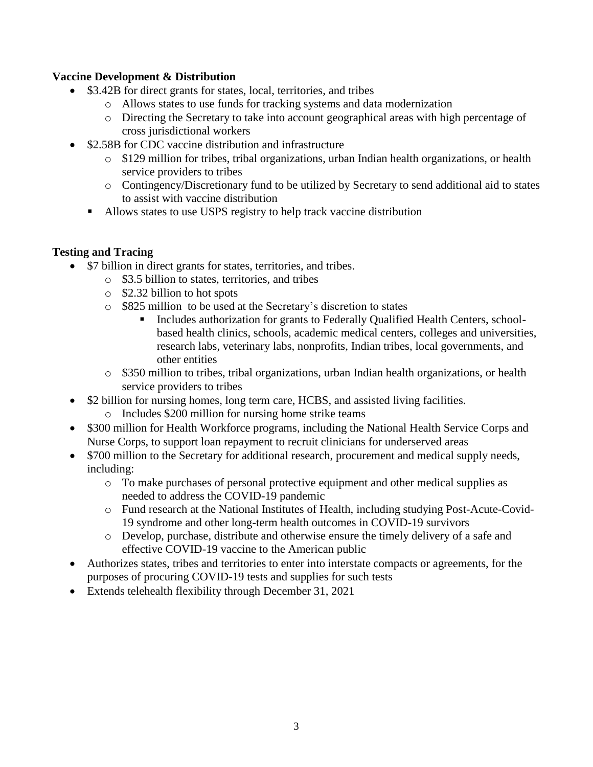**Vaccine Development & Distribution**

- $3.42B for direct grants for states, local, territories, and tribes
  - Allows states to use funds for tracking systems and data modernization
  - Directing the Secretary to take into account geographical areas with high percentage of cross jurisdictional workers
- $2.58B for CDC vaccine distribution and infrastructure
  - $129 million for tribes, tribal organizations, urban Indian health organizations, or health service providers to tribes
  - Contingency/Discretionary fund to be utilized by Secretary to send additional aid to states to assist with vaccine distribution
    - Allows states to use USPS registry to help track vaccine distribution

**Testing and Tracing**

- $7 billion in direct grants for states, territories, and tribes.
  - $3.5 billion to states, territories, and tribes
  - $2.32 billion to hot spots
  - $825 million to be used at the Secretary's discretion to states
    - Includes authorization for grants to Federally Qualified Health Centers, school-based health clinics, schools, academic medical centers, colleges and universities, research labs, veterinary labs, nonprofits, Indian tribes, local governments, and other entities
  - $350 million to tribes, tribal organizations, urban Indian health organizations, or health service providers to tribes
- $2 billion for nursing homes, long term care, HCBS, and assisted living facilities.
  - Includes $200 million for nursing home strike teams
- $300 million for Health Workforce programs, including the National Health Service Corps and Nurse Corps, to support loan repayment to recruit clinicians for underserved areas
- $700 million to the Secretary for additional research, procurement and medical supply needs, including:
  - To make purchases of personal protective equipment and other medical supplies as needed to address the COVID-19 pandemic
  - Fund research at the National Institutes of Health, including studying Post-Acute-Covid-19 syndrome and other long-term health outcomes in COVID-19 survivors
  - Develop, purchase, distribute and otherwise ensure the timely delivery of a safe and effective COVID-19 vaccine to the American public
- Authorizes states, tribes and territories to enter into interstate compacts or agreements, for the purposes of procuring COVID-19 tests and supplies for such tests
- Extends telehealth flexibility through December 31, 2021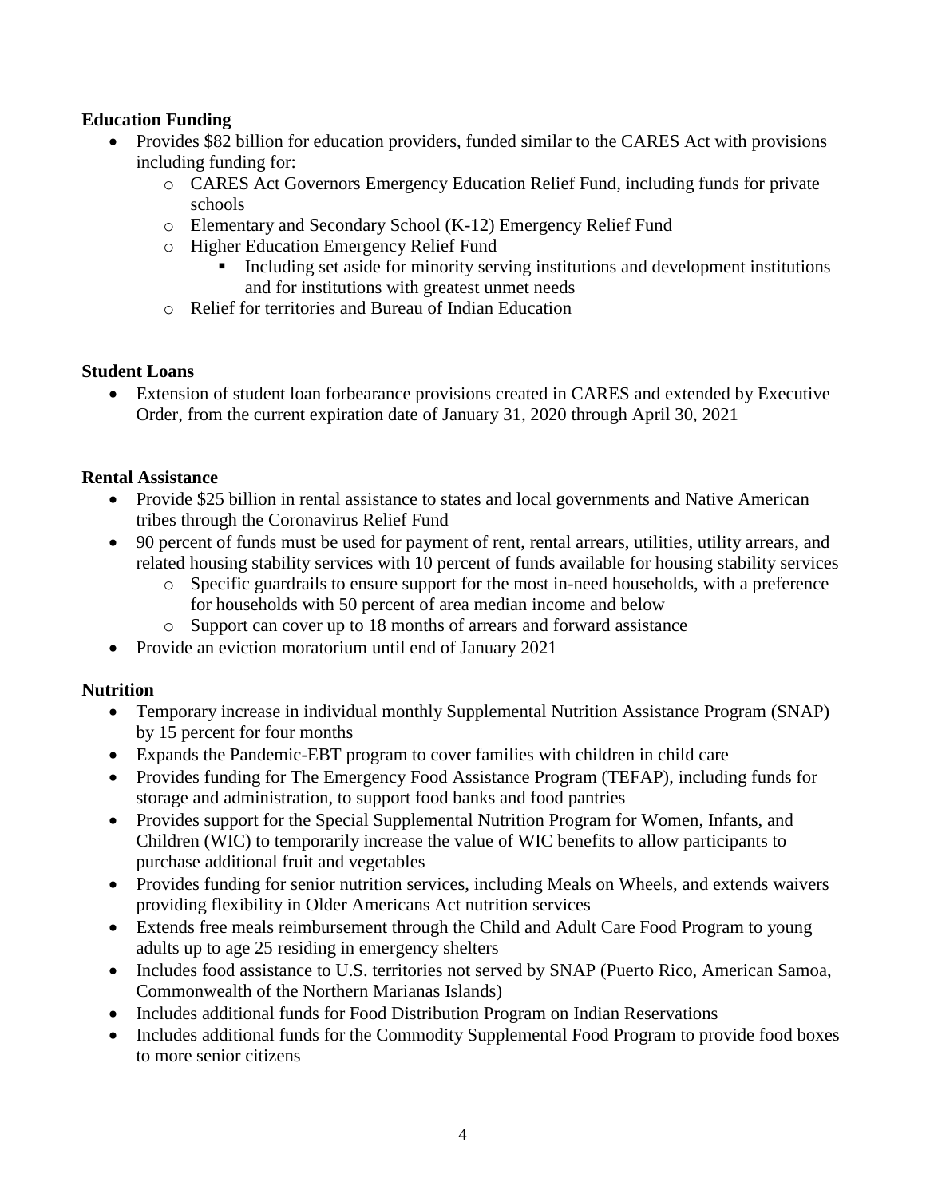**Education Funding**

- Provides $82 billion for education providers, funded similar to the CARES Act with provisions including funding for:
  - CARES Act Governors Emergency Education Relief Fund, including funds for private schools
  - Elementary and Secondary School (K-12) Emergency Relief Fund
  - Higher Education Emergency Relief Fund
    - Including set aside for minority serving institutions and development institutions and for institutions with greatest unmet needs
  - Relief for territories and Bureau of Indian Education

**Student Loans**

- Extension of student loan forbearance provisions created in CARES and extended by Executive Order, from the current expiration date of January 31, 2020 through April 30, 2021

**Rental Assistance**

- Provide $25 billion in rental assistance to states and local governments and Native American tribes through the Coronavirus Relief Fund
- 90 percent of funds must be used for payment of rent, rental arrears, utilities, utility arrears, and related housing stability services with 10 percent of funds available for housing stability services
  - Specific guardrails to ensure support for the most in-need households, with a preference for households with 50 percent of area median income and below
  - Support can cover up to 18 months of arrears and forward assistance
- Provide an eviction moratorium until end of January 2021

**Nutrition**

- Temporary increase in individual monthly Supplemental Nutrition Assistance Program (SNAP) by 15 percent for four months
- Expands the Pandemic-EBT program to cover families with children in child care
- Provides funding for The Emergency Food Assistance Program (TEFAP), including funds for storage and administration, to support food banks and food pantries
- Provides support for the Special Supplemental Nutrition Program for Women, Infants, and Children (WIC) to temporarily increase the value of WIC benefits to allow participants to purchase additional fruit and vegetables
- Provides funding for senior nutrition services, including Meals on Wheels, and extends waivers providing flexibility in Older Americans Act nutrition services
- Extends free meals reimbursement through the Child and Adult Care Food Program to young adults up to age 25 residing in emergency shelters
- Includes food assistance to U.S. territories not served by SNAP (Puerto Rico, American Samoa, Commonwealth of the Northern Marianas Islands)
- Includes additional funds for Food Distribution Program on Indian Reservations
- Includes additional funds for the Commodity Supplemental Food Program to provide food boxes to more senior citizens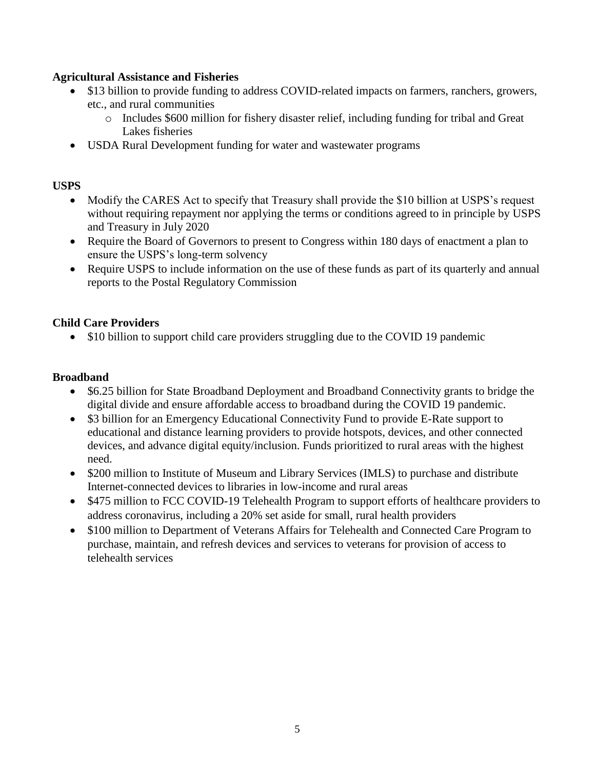**Agricultural Assistance and Fisheries**

- \$13 billion to provide funding to address COVID-related impacts on farmers, ranchers, growers, etc., and rural communities
  - Includes \$600 million for fishery disaster relief, including funding for tribal and Great Lakes fisheries
- USDA Rural Development funding for water and wastewater programs

**USPS**

- Modify the CARES Act to specify that Treasury shall provide the \$10 billion at USPS's request without requiring repayment nor applying the terms or conditions agreed to in principle by USPS and Treasury in July 2020
- Require the Board of Governors to present to Congress within 180 days of enactment a plan to ensure the USPS's long-term solvency
- Require USPS to include information on the use of these funds as part of its quarterly and annual reports to the Postal Regulatory Commission

**Child Care Providers**

- \$10 billion to support child care providers struggling due to the COVID 19 pandemic

**Broadband**

- \$6.25 billion for State Broadband Deployment and Broadband Connectivity grants to bridge the digital divide and ensure affordable access to broadband during the COVID 19 pandemic.
- \$3 billion for an Emergency Educational Connectivity Fund to provide E-Rate support to educational and distance learning providers to provide hotspots, devices, and other connected devices, and advance digital equity/inclusion. Funds prioritized to rural areas with the highest need.
- \$200 million to Institute of Museum and Library Services (IMLS) to purchase and distribute Internet-connected devices to libraries in low-income and rural areas
- \$475 million to FCC COVID-19 Telehealth Program to support efforts of healthcare providers to address coronavirus, including a 20% set aside for small, rural health providers
- \$100 million to Department of Veterans Affairs for Telehealth and Connected Care Program to purchase, maintain, and refresh devices and services to veterans for provision of access to telehealth services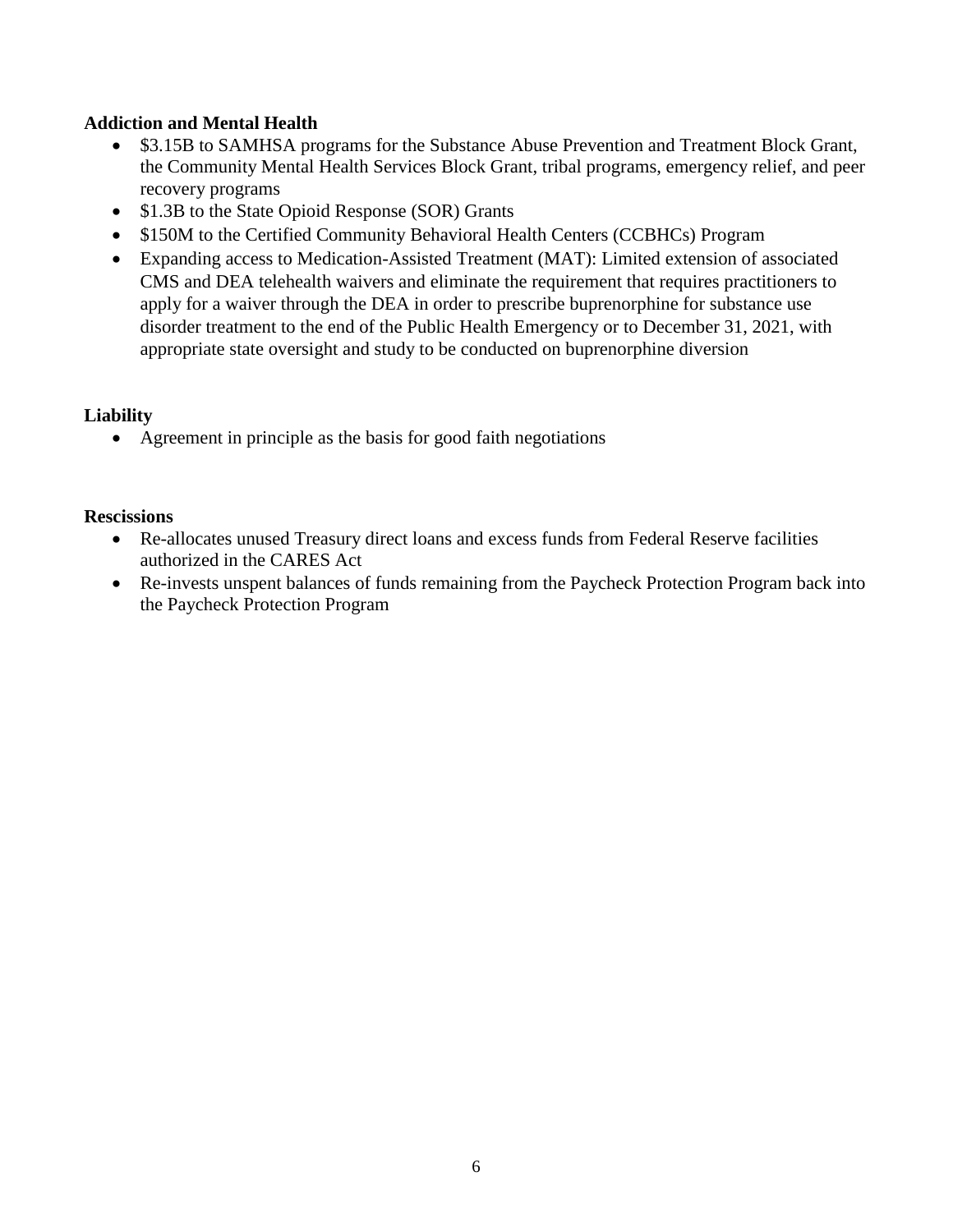**Addiction and Mental Health**

- $3.15B to SAMHSA programs for the Substance Abuse Prevention and Treatment Block Grant, the Community Mental Health Services Block Grant, tribal programs, emergency relief, and peer recovery programs
- $1.3B to the State Opioid Response (SOR) Grants
- $150M to the Certified Community Behavioral Health Centers (CCBHCs) Program
- Expanding access to Medication-Assisted Treatment (MAT): Limited extension of associated CMS and DEA telehealth waivers and eliminate the requirement that requires practitioners to apply for a waiver through the DEA in order to prescribe buprenorphine for substance use disorder treatment to the end of the Public Health Emergency or to December 31, 2021, with appropriate state oversight and study to be conducted on buprenorphine diversion

**Liability**

- Agreement in principle as the basis for good faith negotiations

**Rescissions**

- Re-allocates unused Treasury direct loans and excess funds from Federal Reserve facilities authorized in the CARES Act
- Re-invests unspent balances of funds remaining from the Paycheck Protection Program back into the Paycheck Protection Program